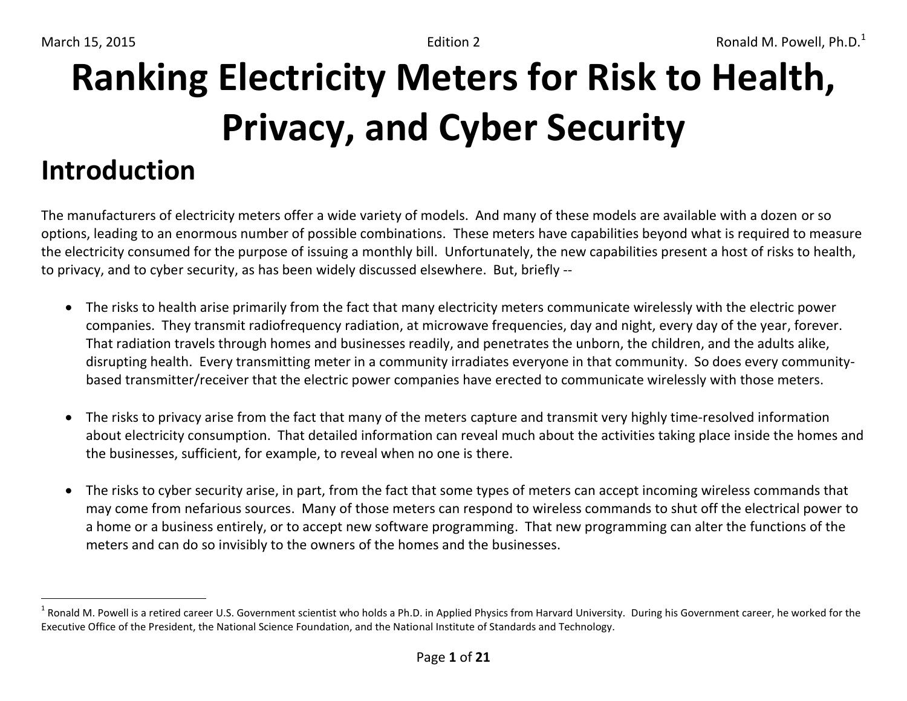March 15, 2015 Edition 2 Ronald M. Powell, Ph.D.[1]

# Ranking Electricity Meters for Risk to Health, Privacy, and Cyber Security

## Introduction

The manufacturers of electricity meters offer a wide variety of models. And many of these models are available with a dozen or so options, leading to an enormous number of possible combinations. These meters have capabilities beyond what is required to measure the electricity consumed for the purpose of issuing a monthly bill. Unfortunately, the new capabilities present a host of risks to health, to privacy, and to cyber security, as has been widely discussed elsewhere. But, briefly --

- The risks to health arise primarily from the fact that many electricity meters communicate wirelessly with the electric power companies. They transmit radiofrequency radiation, at microwave frequencies, day and night, every day of the year, forever. That radiation travels through homes and businesses readily, and penetrates the unborn, the children, and the adults alike, disrupting health. Every transmitting meter in a community irradiates everyone in that community. So does every community-based transmitter/receiver that the electric power companies have erected to communicate wirelessly with those meters.

- The risks to privacy arise from the fact that many of the meters capture and transmit very highly time-resolved information about electricity consumption. That detailed information can reveal much about the activities taking place inside the homes and the businesses, sufficient, for example, to reveal when no one is there.

- The risks to cyber security arise, in part, from the fact that some types of meters can accept incoming wireless commands that may come from nefarious sources. Many of those meters can respond to wireless commands to shut off the electrical power to a home or a business entirely, or to accept new software programming. That new programming can alter the functions of the meters and can do so invisibly to the owners of the homes and the businesses.

[1] Ronald M. Powell is a retired career U.S. Government scientist who holds a Ph.D. in Applied Physics from Harvard University. During his Government career, he worked for the Executive Office of the President, the National Science Foundation, and the National Institute of Standards and Technology.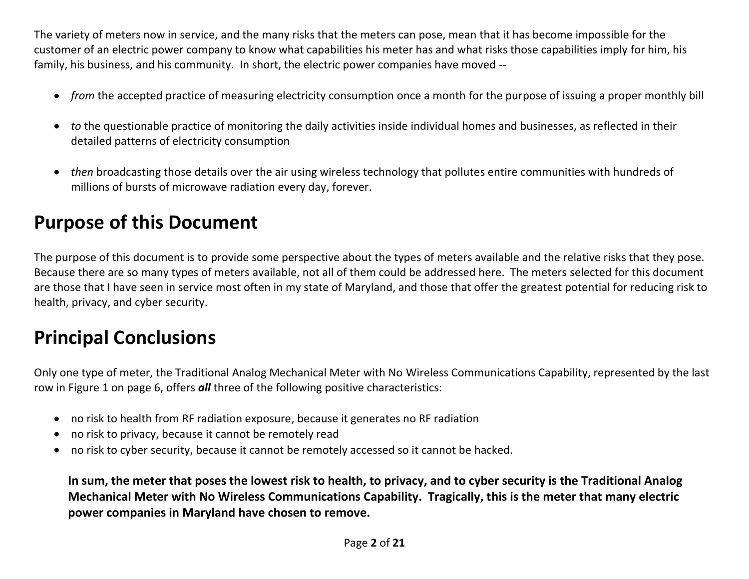The variety of meters now in service, and the many risks that the meters can pose, mean that it has become impossible for the customer of an electric power company to know what capabilities his meter has and what risks those capabilities imply for him, his family, his business, and his community. In short, the electric power companies have moved --

- *from* the accepted practice of measuring electricity consumption once a month for the purpose of issuing a proper monthly bill

- *to* the questionable practice of monitoring the daily activities inside individual homes and businesses, as reflected in their detailed patterns of electricity consumption

- *then* broadcasting those details over the air using wireless technology that pollutes entire communities with hundreds of millions of bursts of microwave radiation every day, forever.

## Purpose of this Document

The purpose of this document is to provide some perspective about the types of meters available and the relative risks that they pose. Because there are so many types of meters available, not all of them could be addressed here. The meters selected for this document are those that I have seen in service most often in my state of Maryland, and those that offer the greatest potential for reducing risk to health, privacy, and cyber security.

## Principal Conclusions

Only one type of meter, the Traditional Analog Mechanical Meter with No Wireless Communications Capability, represented by the last row in Figure 1 on page 6, offers ***all*** three of the following positive characteristics:

- no risk to health from RF radiation exposure, because it generates no RF radiation
- no risk to privacy, because it cannot be remotely read
- no risk to cyber security, because it cannot be remotely accessed so it cannot be hacked.

> **In sum, the meter that poses the lowest risk to health, to privacy, and to cyber security is the Traditional Analog Mechanical Meter with No Wireless Communications Capability. Tragically, this is the meter that many electric power companies in Maryland have chosen to remove.**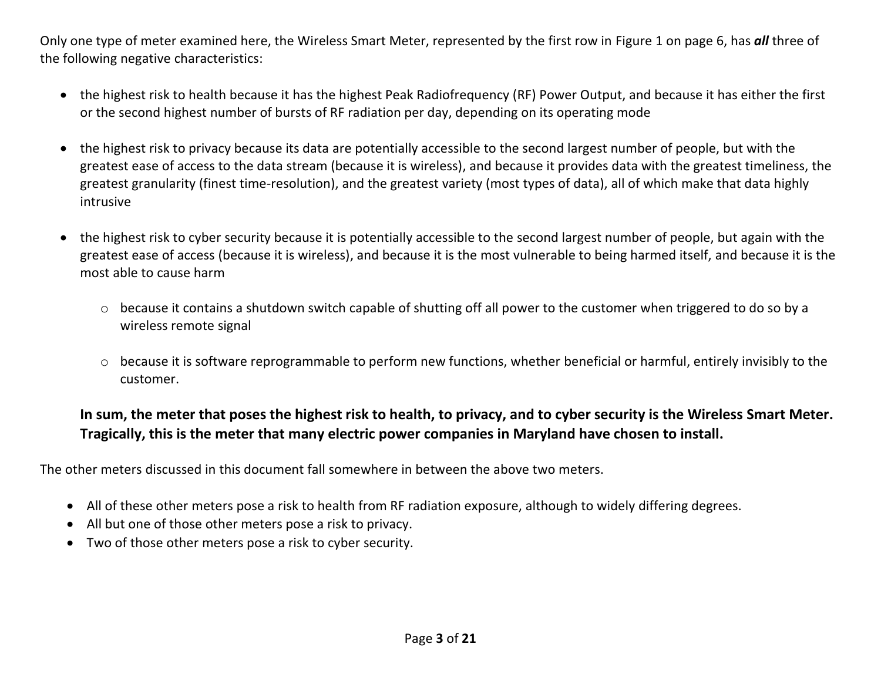Only one type of meter examined here, the Wireless Smart Meter, represented by the first row in Figure 1 on page 6, has ***all*** three of the following negative characteristics:

- the highest risk to health because it has the highest Peak Radiofrequency (RF) Power Output, and because it has either the first or the second highest number of bursts of RF radiation per day, depending on its operating mode

- the highest risk to privacy because its data are potentially accessible to the second largest number of people, but with the greatest ease of access to the data stream (because it is wireless), and because it provides data with the greatest timeliness, the greatest granularity (finest time-resolution), and the greatest variety (most types of data), all of which make that data highly intrusive

- the highest risk to cyber security because it is potentially accessible to the second largest number of people, but again with the greatest ease of access (because it is wireless), and because it is the most vulnerable to being harmed itself, and because it is the most able to cause harm

  - because it contains a shutdown switch capable of shutting off all power to the customer when triggered to do so by a wireless remote signal

  - because it is software reprogrammable to perform new functions, whether beneficial or harmful, entirely invisibly to the customer.

**In sum, the meter that poses the highest risk to health, to privacy, and to cyber security is the Wireless Smart Meter. Tragically, this is the meter that many electric power companies in Maryland have chosen to install.**

The other meters discussed in this document fall somewhere in between the above two meters.

- All of these other meters pose a risk to health from RF radiation exposure, although to widely differing degrees.
- All but one of those other meters pose a risk to privacy.
- Two of those other meters pose a risk to cyber security.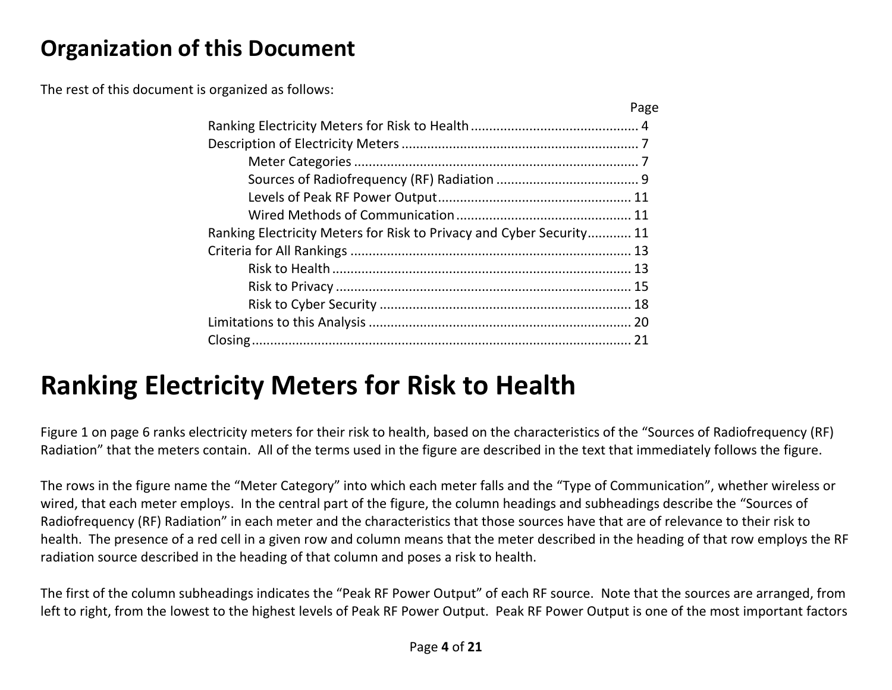## Organization of this Document

The rest of this document is organized as follows:

| | Page |
|---|---|
| Ranking Electricity Meters for Risk to Health | 4 |
| Description of Electricity Meters | 7 |
| &nbsp;&nbsp;&nbsp;&nbsp;Meter Categories | 7 |
| &nbsp;&nbsp;&nbsp;&nbsp;Sources of Radiofrequency (RF) Radiation | 9 |
| &nbsp;&nbsp;&nbsp;&nbsp;Levels of Peak RF Power Output | 11 |
| &nbsp;&nbsp;&nbsp;&nbsp;Wired Methods of Communication | 11 |
| Ranking Electricity Meters for Risk to Privacy and Cyber Security | 11 |
| Criteria for All Rankings | 13 |
| &nbsp;&nbsp;&nbsp;&nbsp;Risk to Health | 13 |
| &nbsp;&nbsp;&nbsp;&nbsp;Risk to Privacy | 15 |
| &nbsp;&nbsp;&nbsp;&nbsp;Risk to Cyber Security | 18 |
| Limitations to this Analysis | 20 |
| Closing | 21 |

# Ranking Electricity Meters for Risk to Health

Figure 1 on page 6 ranks electricity meters for their risk to health, based on the characteristics of the "Sources of Radiofrequency (RF) Radiation" that the meters contain. All of the terms used in the figure are described in the text that immediately follows the figure.

The rows in the figure name the "Meter Category" into which each meter falls and the "Type of Communication", whether wireless or wired, that each meter employs. In the central part of the figure, the column headings and subheadings describe the "Sources of Radiofrequency (RF) Radiation" in each meter and the characteristics that those sources have that are of relevance to their risk to health. The presence of a red cell in a given row and column means that the meter described in the heading of that row employs the RF radiation source described in the heading of that column and poses a risk to health.

The first of the column subheadings indicates the "Peak RF Power Output" of each RF source. Note that the sources are arranged, from left to right, from the lowest to the highest levels of Peak RF Power Output. Peak RF Power Output is one of the most important factors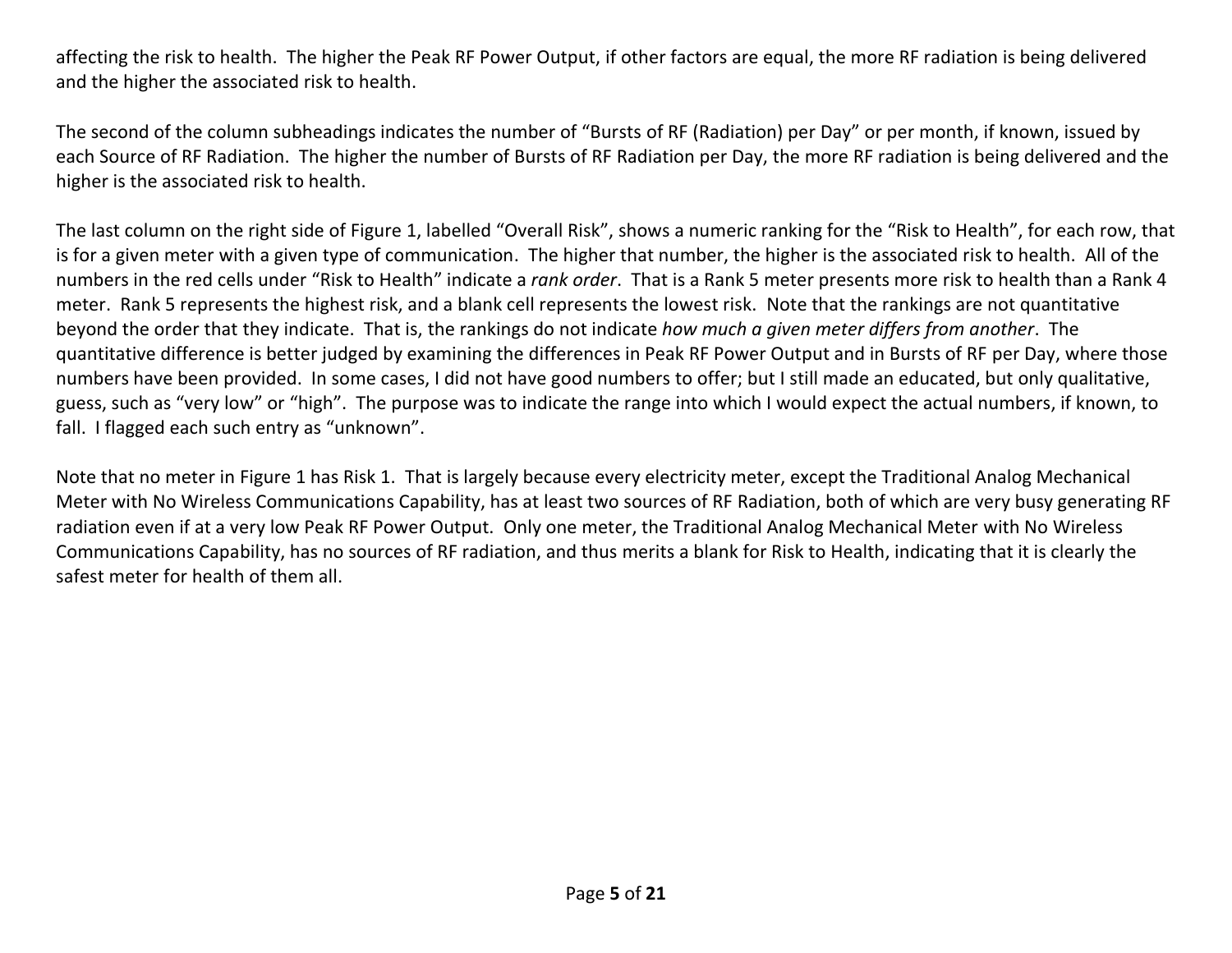affecting the risk to health. The higher the Peak RF Power Output, if other factors are equal, the more RF radiation is being delivered and the higher the associated risk to health.

The second of the column subheadings indicates the number of "Bursts of RF (Radiation) per Day" or per month, if known, issued by each Source of RF Radiation. The higher the number of Bursts of RF Radiation per Day, the more RF radiation is being delivered and the higher is the associated risk to health.

The last column on the right side of Figure 1, labelled "Overall Risk", shows a numeric ranking for the "Risk to Health", for each row, that is for a given meter with a given type of communication. The higher that number, the higher is the associated risk to health. All of the numbers in the red cells under "Risk to Health" indicate a *rank order*. That is a Rank 5 meter presents more risk to health than a Rank 4 meter. Rank 5 represents the highest risk, and a blank cell represents the lowest risk. Note that the rankings are not quantitative beyond the order that they indicate. That is, the rankings do not indicate *how much a given meter differs from another*. The quantitative difference is better judged by examining the differences in Peak RF Power Output and in Bursts of RF per Day, where those numbers have been provided. In some cases, I did not have good numbers to offer; but I still made an educated, but only qualitative, guess, such as "very low" or "high". The purpose was to indicate the range into which I would expect the actual numbers, if known, to fall. I flagged each such entry as "unknown".

Note that no meter in Figure 1 has Risk 1. That is largely because every electricity meter, except the Traditional Analog Mechanical Meter with No Wireless Communications Capability, has at least two sources of RF Radiation, both of which are very busy generating RF radiation even if at a very low Peak RF Power Output. Only one meter, the Traditional Analog Mechanical Meter with No Wireless Communications Capability, has no sources of RF radiation, and thus merits a blank for Risk to Health, indicating that it is clearly the safest meter for health of them all.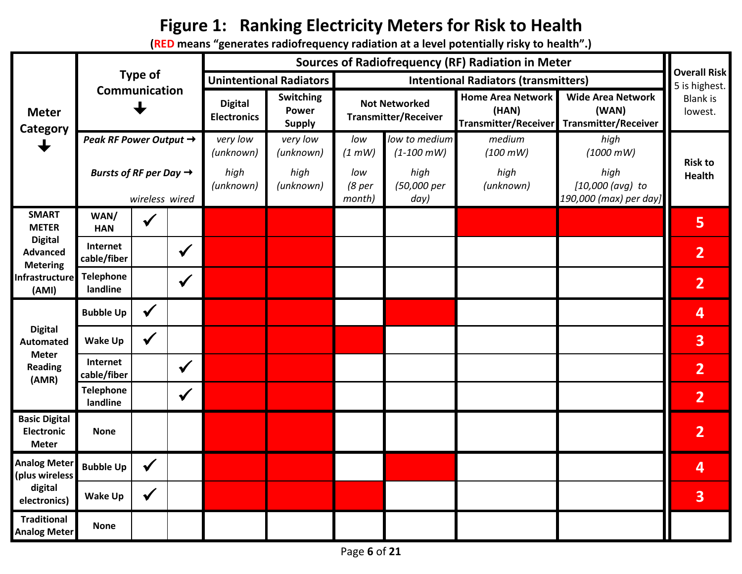# Figure 1: Ranking Electricity Meters for Risk to Health

**(RED means "generates radiofrequency radiation at a level potentially risky to health".)**

In the table below, "RED" marks a cell shaded red in the figure.

| Meter Category | Type of Communication | | | Sources of Radiofrequency (RF) Radiation in Meter | | | | | | Overall Risk (5 is highest. Blank is lowest.) |
|---|---|---|---|---|---|---|---|---|---|---|
| | | | | Unintentional Radiators | | Intentional Radiators (transmitters) | | | | |
| | | | | Digital Electronics | Switching Power Supply | Not Networked Transmitter/Receiver | | Home Area Network (HAN) Transmitter/Receiver | Wide Area Network (WAN) Transmitter/Receiver | |
| | *Peak RF Power Output →* | | | *very low (unknown)* | *very low (unknown)* | *low (1 mW)* | *low to medium (1-100 mW)* | *medium (100 mW)* | *high (1000 mW)* | **Risk to Health** |
| | *Bursts of RF per Day →* | *wireless* | *wired* | *high (unknown)* | *high (unknown)* | *low (8 per month)* | *high (50,000 per day)* | *high (unknown)* | *high [10,000 (avg) to 190,000 (max) per day]* | |
| **SMART METER Digital Advanced Metering Infrastructure (AMI)** | **WAN/ HAN** | ✓ | | RED | RED | | | RED | RED | **5** |
| | **Internet cable/fiber** | | ✓ | RED | RED | | | | | **2** |
| | **Telephone landline** | | ✓ | RED | RED | | | | | **2** |
| **Digital Automated Meter Reading (AMR)** | **Bubble Up** | ✓ | | RED | RED | | RED | | | **4** |
| | **Wake Up** | ✓ | | RED | RED | RED | | | | **3** |
| | **Internet cable/fiber** | | ✓ | RED | RED | | | | | **2** |
| | **Telephone landline** | | ✓ | RED | RED | | | | | **2** |
| **Basic Digital Electronic Meter** | **None** | | | RED | RED | | | | | **2** |
| **Analog Meter (plus wireless digital electronics)** | **Bubble Up** | ✓ | | RED | RED | | RED | | | **4** |
| | **Wake Up** | ✓ | | RED | RED | RED | | | | **3** |
| **Traditional Analog Meter** | **None** | | | | | | | | | |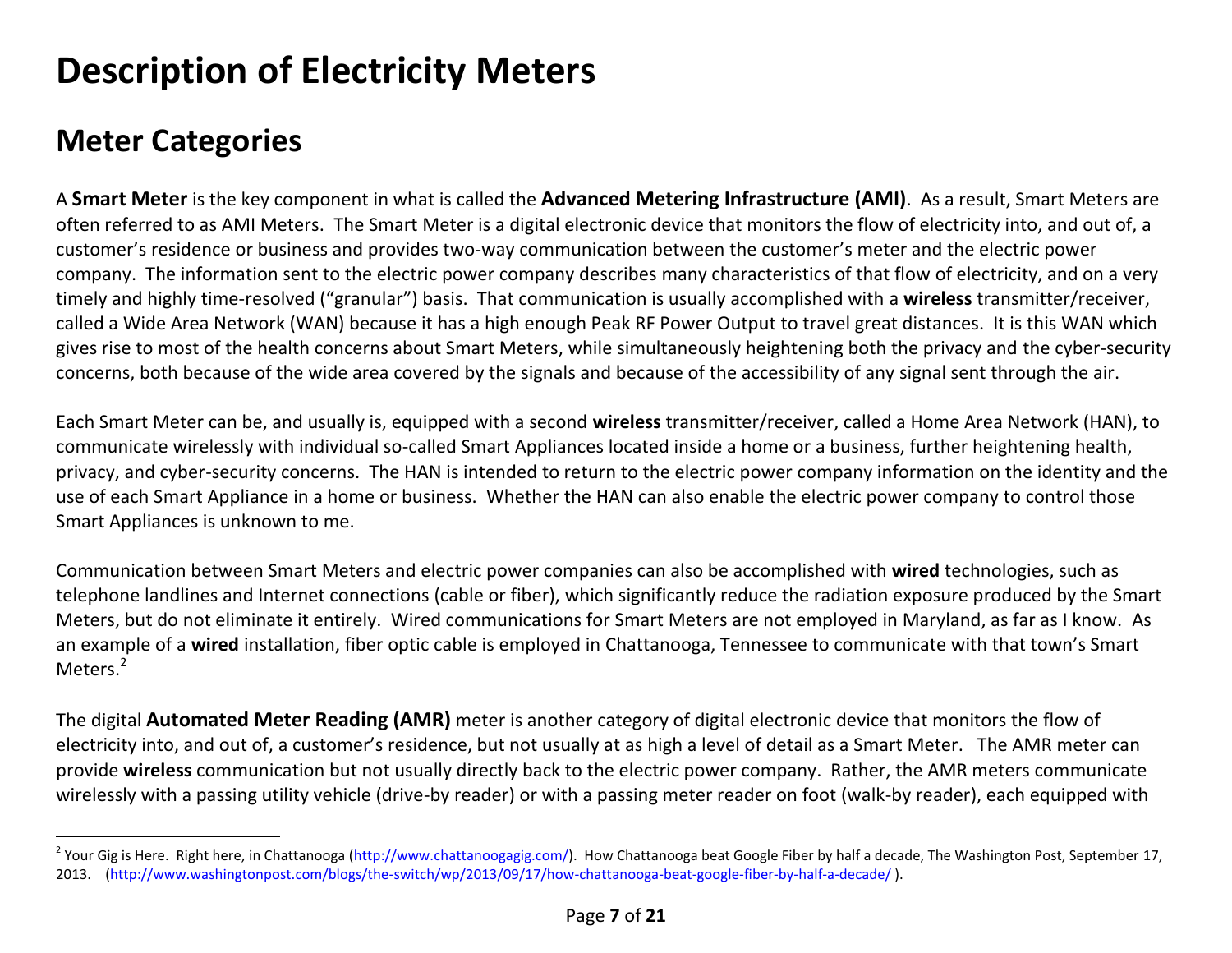# Description of Electricity Meters

## Meter Categories

A **Smart Meter** is the key component in what is called the **Advanced Metering Infrastructure (AMI)**. As a result, Smart Meters are often referred to as AMI Meters. The Smart Meter is a digital electronic device that monitors the flow of electricity into, and out of, a customer's residence or business and provides two-way communication between the customer's meter and the electric power company. The information sent to the electric power company describes many characteristics of that flow of electricity, and on a very timely and highly time-resolved ("granular") basis. That communication is usually accomplished with a **wireless** transmitter/receiver, called a Wide Area Network (WAN) because it has a high enough Peak RF Power Output to travel great distances. It is this WAN which gives rise to most of the health concerns about Smart Meters, while simultaneously heightening both the privacy and the cyber-security concerns, both because of the wide area covered by the signals and because of the accessibility of any signal sent through the air.

Each Smart Meter can be, and usually is, equipped with a second **wireless** transmitter/receiver, called a Home Area Network (HAN), to communicate wirelessly with individual so-called Smart Appliances located inside a home or a business, further heightening health, privacy, and cyber-security concerns. The HAN is intended to return to the electric power company information on the identity and the use of each Smart Appliance in a home or business. Whether the HAN can also enable the electric power company to control those Smart Appliances is unknown to me.

Communication between Smart Meters and electric power companies can also be accomplished with **wired** technologies, such as telephone landlines and Internet connections (cable or fiber), which significantly reduce the radiation exposure produced by the Smart Meters, but do not eliminate it entirely. Wired communications for Smart Meters are not employed in Maryland, as far as I know. As an example of a **wired** installation, fiber optic cable is employed in Chattanooga, Tennessee to communicate with that town's Smart Meters.[2]

The digital **Automated Meter Reading (AMR)** meter is another category of digital electronic device that monitors the flow of electricity into, and out of, a customer's residence, but not usually at as high a level of detail as a Smart Meter. The AMR meter can provide **wireless** communication but not usually directly back to the electric power company. Rather, the AMR meters communicate wirelessly with a passing utility vehicle (drive-by reader) or with a passing meter reader on foot (walk-by reader), each equipped with

---

[2] Your Gig is Here. Right here, in Chattanooga (http://www.chattanoogagig.com/). How Chattanooga beat Google Fiber by half a decade, The Washington Post, September 17, 2013. (http://www.washingtonpost.com/blogs/the-switch/wp/2013/09/17/how-chattanooga-beat-google-fiber-by-half-a-decade/ ).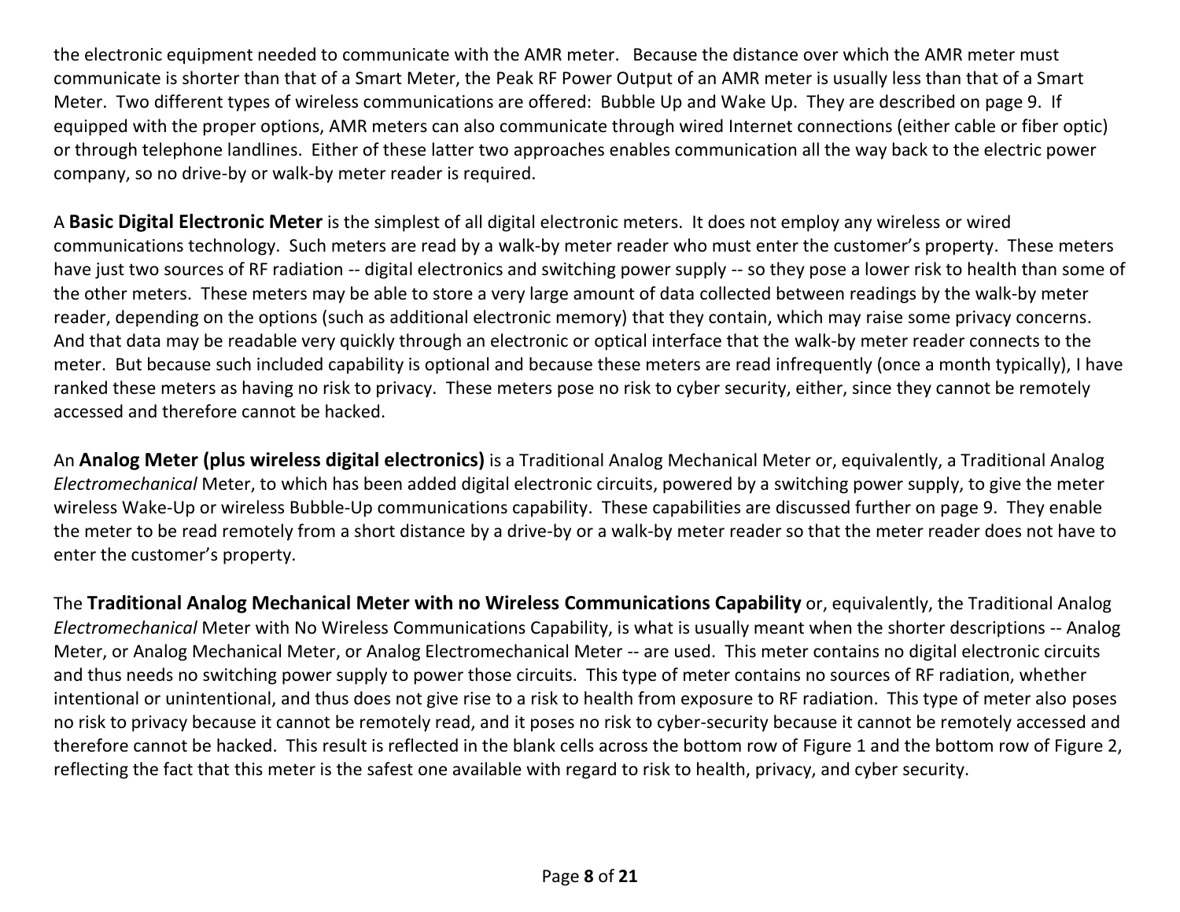the electronic equipment needed to communicate with the AMR meter. Because the distance over which the AMR meter must communicate is shorter than that of a Smart Meter, the Peak RF Power Output of an AMR meter is usually less than that of a Smart Meter. Two different types of wireless communications are offered: Bubble Up and Wake Up. They are described on page 9. If equipped with the proper options, AMR meters can also communicate through wired Internet connections (either cable or fiber optic) or through telephone landlines. Either of these latter two approaches enables communication all the way back to the electric power company, so no drive-by or walk-by meter reader is required.

A **Basic Digital Electronic Meter** is the simplest of all digital electronic meters. It does not employ any wireless or wired communications technology. Such meters are read by a walk-by meter reader who must enter the customer's property. These meters have just two sources of RF radiation -- digital electronics and switching power supply -- so they pose a lower risk to health than some of the other meters. These meters may be able to store a very large amount of data collected between readings by the walk-by meter reader, depending on the options (such as additional electronic memory) that they contain, which may raise some privacy concerns. And that data may be readable very quickly through an electronic or optical interface that the walk-by meter reader connects to the meter. But because such included capability is optional and because these meters are read infrequently (once a month typically), I have ranked these meters as having no risk to privacy. These meters pose no risk to cyber security, either, since they cannot be remotely accessed and therefore cannot be hacked.

An **Analog Meter (plus wireless digital electronics)** is a Traditional Analog Mechanical Meter or, equivalently, a Traditional Analog *Electromechanical* Meter, to which has been added digital electronic circuits, powered by a switching power supply, to give the meter wireless Wake-Up or wireless Bubble-Up communications capability. These capabilities are discussed further on page 9. They enable the meter to be read remotely from a short distance by a drive-by or a walk-by meter reader so that the meter reader does not have to enter the customer's property.

The **Traditional Analog Mechanical Meter with no Wireless Communications Capability** or, equivalently, the Traditional Analog *Electromechanical* Meter with No Wireless Communications Capability, is what is usually meant when the shorter descriptions -- Analog Meter, or Analog Mechanical Meter, or Analog Electromechanical Meter -- are used. This meter contains no digital electronic circuits and thus needs no switching power supply to power those circuits. This type of meter contains no sources of RF radiation, whether intentional or unintentional, and thus does not give rise to a risk to health from exposure to RF radiation. This type of meter also poses no risk to privacy because it cannot be remotely read, and it poses no risk to cyber-security because it cannot be remotely accessed and therefore cannot be hacked. This result is reflected in the blank cells across the bottom row of Figure 1 and the bottom row of Figure 2, reflecting the fact that this meter is the safest one available with regard to risk to health, privacy, and cyber security.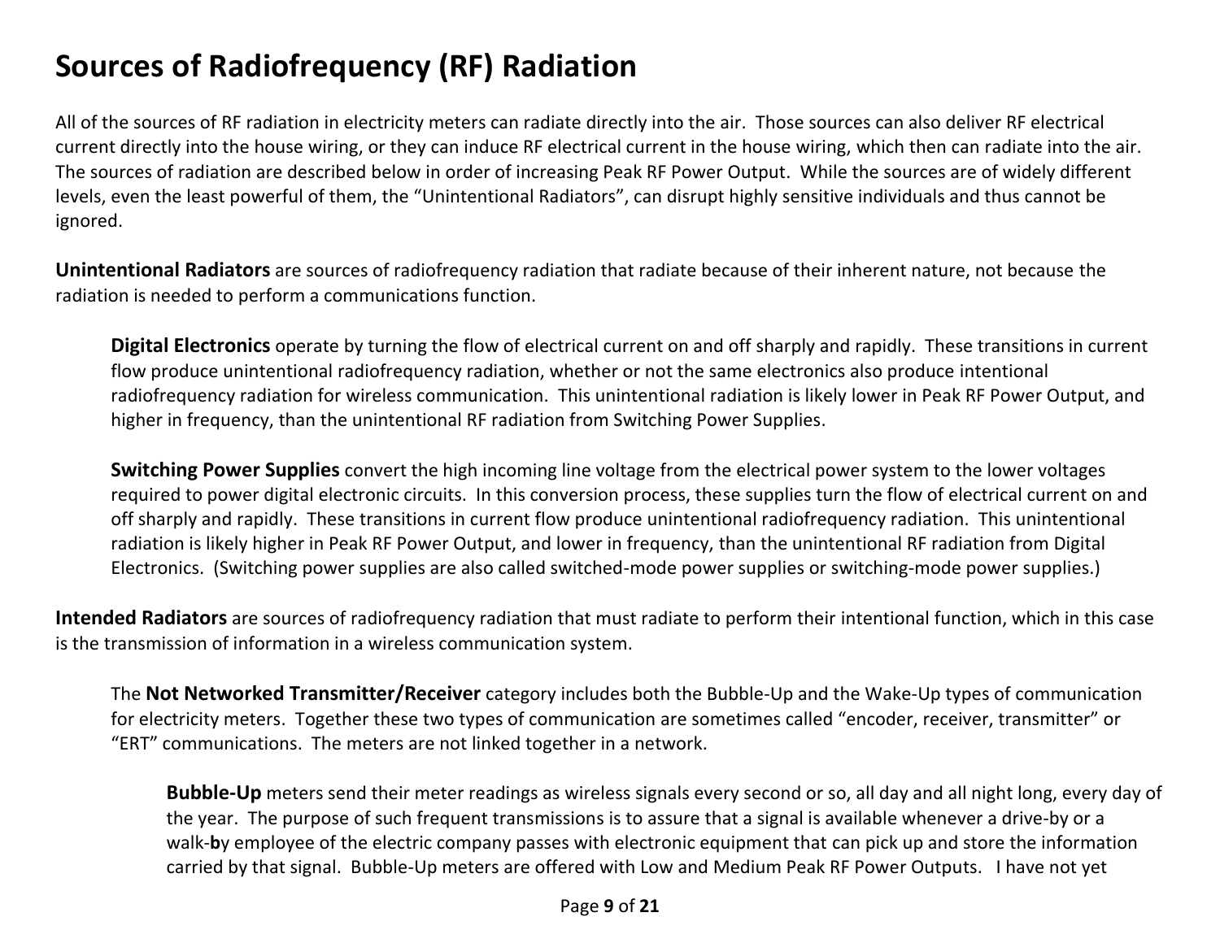# Sources of Radiofrequency (RF) Radiation

All of the sources of RF radiation in electricity meters can radiate directly into the air. Those sources can also deliver RF electrical current directly into the house wiring, or they can induce RF electrical current in the house wiring, which then can radiate into the air. The sources of radiation are described below in order of increasing Peak RF Power Output. While the sources are of widely different levels, even the least powerful of them, the "Unintentional Radiators", can disrupt highly sensitive individuals and thus cannot be ignored.

**Unintentional Radiators** are sources of radiofrequency radiation that radiate because of their inherent nature, not because the radiation is needed to perform a communications function.

> **Digital Electronics** operate by turning the flow of electrical current on and off sharply and rapidly. These transitions in current flow produce unintentional radiofrequency radiation, whether or not the same electronics also produce intentional radiofrequency radiation for wireless communication. This unintentional radiation is likely lower in Peak RF Power Output, and higher in frequency, than the unintentional RF radiation from Switching Power Supplies.
>
> **Switching Power Supplies** convert the high incoming line voltage from the electrical power system to the lower voltages required to power digital electronic circuits. In this conversion process, these supplies turn the flow of electrical current on and off sharply and rapidly. These transitions in current flow produce unintentional radiofrequency radiation. This unintentional radiation is likely higher in Peak RF Power Output, and lower in frequency, than the unintentional RF radiation from Digital Electronics. (Switching power supplies are also called switched-mode power supplies or switching-mode power supplies.)

**Intended Radiators** are sources of radiofrequency radiation that must radiate to perform their intentional function, which in this case is the transmission of information in a wireless communication system.

> The **Not Networked Transmitter/Receiver** category includes both the Bubble-Up and the Wake-Up types of communication for electricity meters. Together these two types of communication are sometimes called "encoder, receiver, transmitter" or "ERT" communications. The meters are not linked together in a network.
>
>> **Bubble-Up** meters send their meter readings as wireless signals every second or so, all day and all night long, every day of the year. The purpose of such frequent transmissions is to assure that a signal is available whenever a drive-by or a walk-by employee of the electric company passes with electronic equipment that can pick up and store the information carried by that signal. Bubble-Up meters are offered with Low and Medium Peak RF Power Outputs. I have not yet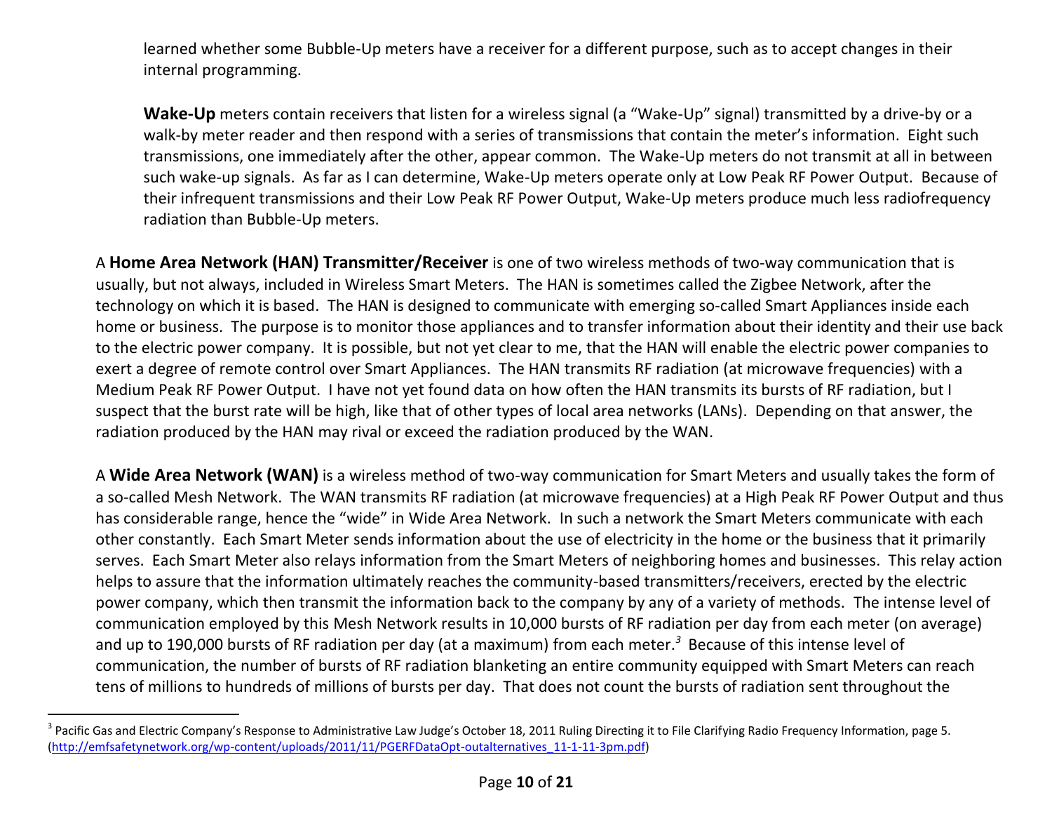learned whether some Bubble-Up meters have a receiver for a different purpose, such as to accept changes in their internal programming.

**Wake-Up** meters contain receivers that listen for a wireless signal (a "Wake-Up" signal) transmitted by a drive-by or a walk-by meter reader and then respond with a series of transmissions that contain the meter's information. Eight such transmissions, one immediately after the other, appear common. The Wake-Up meters do not transmit at all in between such wake-up signals. As far as I can determine, Wake-Up meters operate only at Low Peak RF Power Output. Because of their infrequent transmissions and their Low Peak RF Power Output, Wake-Up meters produce much less radiofrequency radiation than Bubble-Up meters.

A **Home Area Network (HAN) Transmitter/Receiver** is one of two wireless methods of two-way communication that is usually, but not always, included in Wireless Smart Meters. The HAN is sometimes called the Zigbee Network, after the technology on which it is based. The HAN is designed to communicate with emerging so-called Smart Appliances inside each home or business. The purpose is to monitor those appliances and to transfer information about their identity and their use back to the electric power company. It is possible, but not yet clear to me, that the HAN will enable the electric power companies to exert a degree of remote control over Smart Appliances. The HAN transmits RF radiation (at microwave frequencies) with a Medium Peak RF Power Output. I have not yet found data on how often the HAN transmits its bursts of RF radiation, but I suspect that the burst rate will be high, like that of other types of local area networks (LANs). Depending on that answer, the radiation produced by the HAN may rival or exceed the radiation produced by the WAN.

A **Wide Area Network (WAN)** is a wireless method of two-way communication for Smart Meters and usually takes the form of a so-called Mesh Network. The WAN transmits RF radiation (at microwave frequencies) at a High Peak RF Power Output and thus has considerable range, hence the "wide" in Wide Area Network. In such a network the Smart Meters communicate with each other constantly. Each Smart Meter sends information about the use of electricity in the home or the business that it primarily serves. Each Smart Meter also relays information from the Smart Meters of neighboring homes and businesses. This relay action helps to assure that the information ultimately reaches the community-based transmitters/receivers, erected by the electric power company, which then transmit the information back to the company by any of a variety of methods. The intense level of communication employed by this Mesh Network results in 10,000 bursts of RF radiation per day from each meter (on average) and up to 190,000 bursts of RF radiation per day (at a maximum) from each meter.[3] Because of this intense level of communication, the number of bursts of RF radiation blanketing an entire community equipped with Smart Meters can reach tens of millions to hundreds of millions of bursts per day. That does not count the bursts of radiation sent throughout the

---

[3] Pacific Gas and Electric Company's Response to Administrative Law Judge's October 18, 2011 Ruling Directing it to File Clarifying Radio Frequency Information, page 5. (http://emfsafetynetwork.org/wp-content/uploads/2011/11/PGERFDataOpt-outalternatives_11-1-11-3pm.pdf)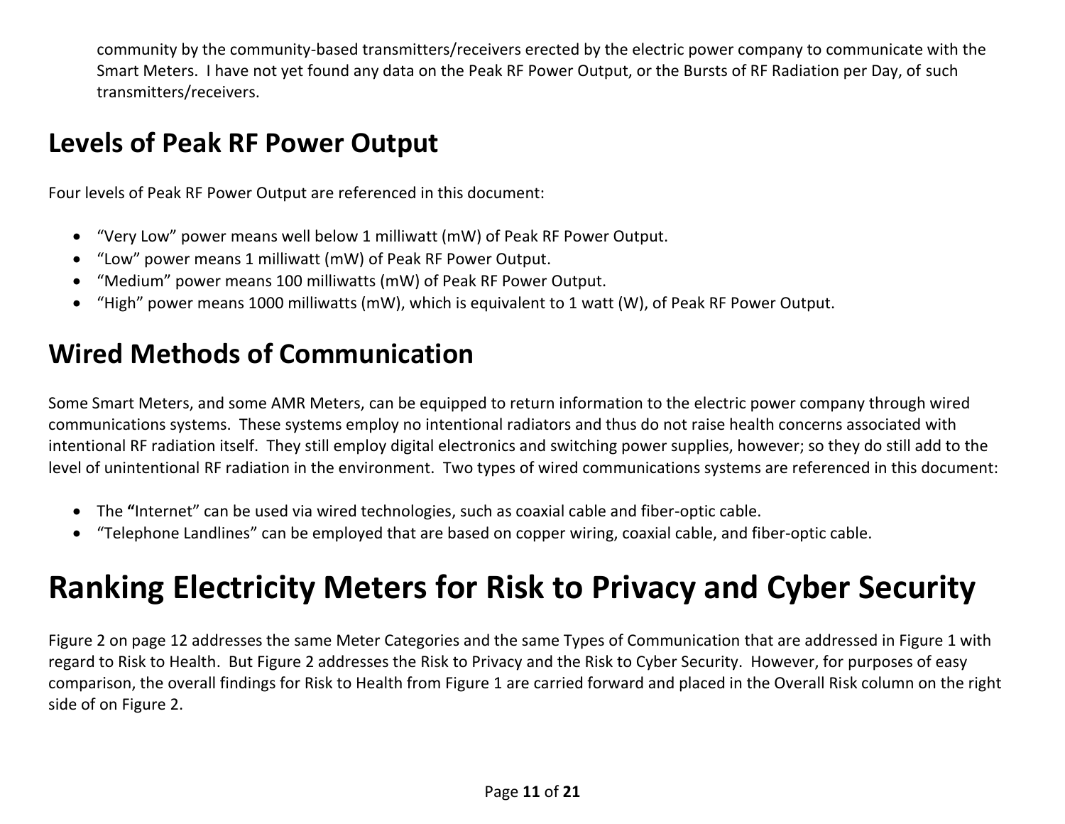community by the community-based transmitters/receivers erected by the electric power company to communicate with the Smart Meters. I have not yet found any data on the Peak RF Power Output, or the Bursts of RF Radiation per Day, of such transmitters/receivers.

## Levels of Peak RF Power Output

Four levels of Peak RF Power Output are referenced in this document:

- "Very Low" power means well below 1 milliwatt (mW) of Peak RF Power Output.
- "Low" power means 1 milliwatt (mW) of Peak RF Power Output.
- "Medium" power means 100 milliwatts (mW) of Peak RF Power Output.
- "High" power means 1000 milliwatts (mW), which is equivalent to 1 watt (W), of Peak RF Power Output.

## Wired Methods of Communication

Some Smart Meters, and some AMR Meters, can be equipped to return information to the electric power company through wired communications systems. These systems employ no intentional radiators and thus do not raise health concerns associated with intentional RF radiation itself. They still employ digital electronics and switching power supplies, however; so they do still add to the level of unintentional RF radiation in the environment. Two types of wired communications systems are referenced in this document:

- The **"**Internet" can be used via wired technologies, such as coaxial cable and fiber-optic cable.
- "Telephone Landlines" can be employed that are based on copper wiring, coaxial cable, and fiber-optic cable.

# Ranking Electricity Meters for Risk to Privacy and Cyber Security

Figure 2 on page 12 addresses the same Meter Categories and the same Types of Communication that are addressed in Figure 1 with regard to Risk to Health. But Figure 2 addresses the Risk to Privacy and the Risk to Cyber Security. However, for purposes of easy comparison, the overall findings for Risk to Health from Figure 1 are carried forward and placed in the Overall Risk column on the right side of on Figure 2.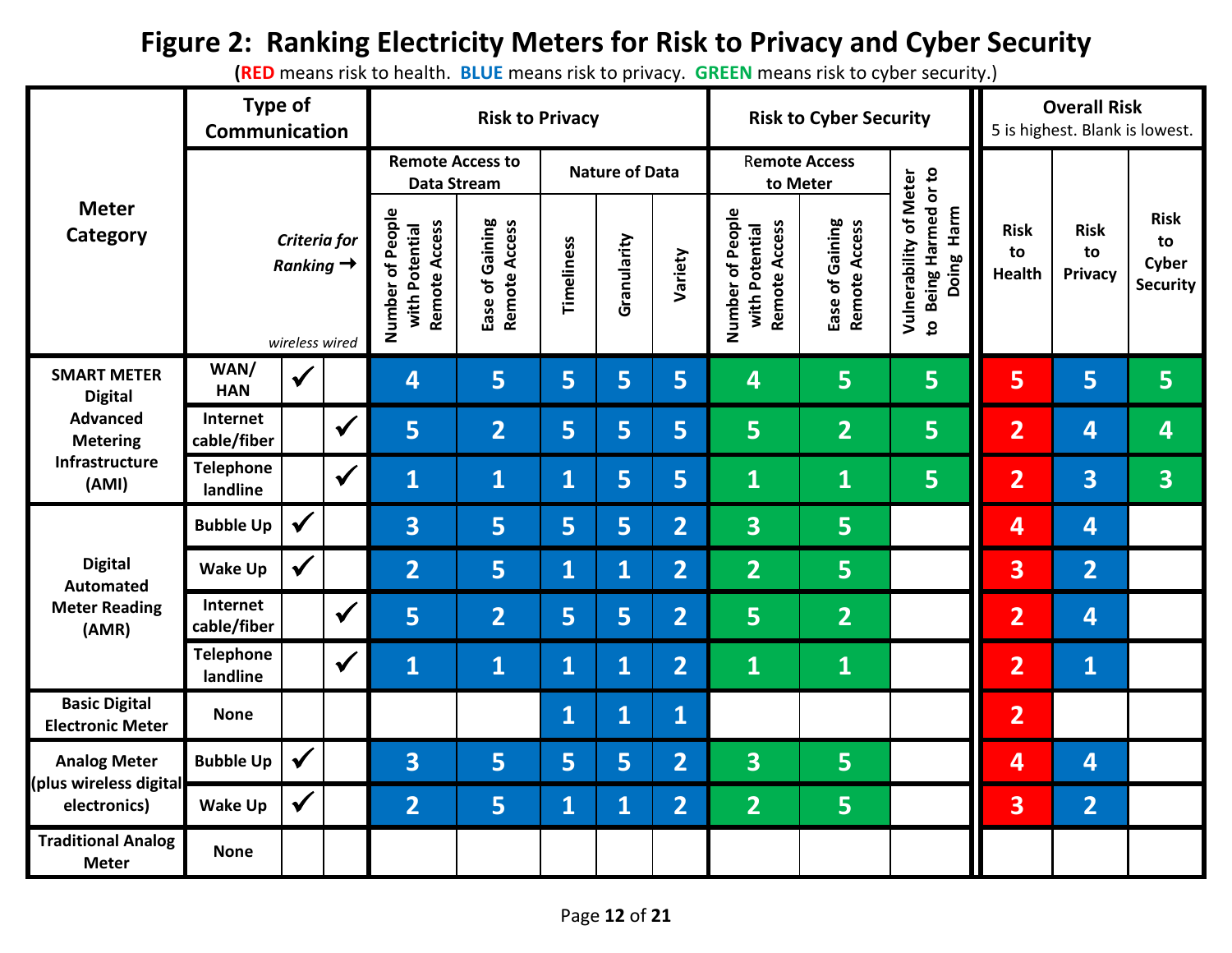# Figure 2: Ranking Electricity Meters for Risk to Privacy and Cyber Security

(**RED** means risk to health. **BLUE** means risk to privacy. **GREEN** means risk to cyber security.)

| Meter Category | Type of Communication | | | Risk to Privacy | | | | | Risk to Cyber Security | | | Overall Risk (5 is highest. Blank is lowest.) | | |
|---|---|---|---|---|---|---|---|---|---|---|---|---|---|---|
| | *Criteria for Ranking →* | | | Remote Access to Data Stream | | Nature of Data | | | Remote Access to Meter | | | | | |
| | | *wireless* | *wired* | Number of People with Potential Remote Access | Ease of Gaining Remote Access | Timeliness | Granularity | Variety | Number of People with Potential Remote Access | Ease of Gaining Remote Access | Vulnerability of Meter to Being Harmed or to Doing Harm | Risk to Health | Risk to Privacy | Risk to Cyber Security |
| SMART METER Digital Advanced Metering Infrastructure (AMI) | WAN/ HAN | ✓ | | 4 | 5 | 5 | 5 | 5 | 4 | 5 | 5 | 5 | 5 | 5 |
| | Internet cable/fiber | | ✓ | 5 | 2 | 5 | 5 | 5 | 5 | 2 | 5 | 2 | 4 | 4 |
| | Telephone landline | | ✓ | 1 | 1 | 1 | 5 | 5 | 1 | 1 | 5 | 2 | 3 | 3 |
| Digital Automated Meter Reading (AMR) | Bubble Up | ✓ | | 3 | 5 | 5 | 5 | 2 | 3 | 5 | | 4 | 4 | |
| | Wake Up | ✓ | | 2 | 5 | 1 | 1 | 2 | 2 | 5 | | 3 | 2 | |
| | Internet cable/fiber | | ✓ | 5 | 2 | 5 | 5 | 2 | 5 | 2 | | 2 | 4 | |
| | Telephone landline | | ✓ | 1 | 1 | 1 | 1 | 2 | 1 | 1 | | 2 | 1 | |
| Basic Digital Electronic Meter | None | | | | | 1 | 1 | 1 | | | | 2 | | |
| Analog Meter (plus wireless digital electronics) | Bubble Up | ✓ | | 3 | 5 | 5 | 5 | 2 | 3 | 5 | | 4 | 4 | |
| | Wake Up | ✓ | | 2 | 5 | 1 | 1 | 2 | 2 | 5 | | 3 | 2 | |
| Traditional Analog Meter | None | | | | | | | | | | | | | |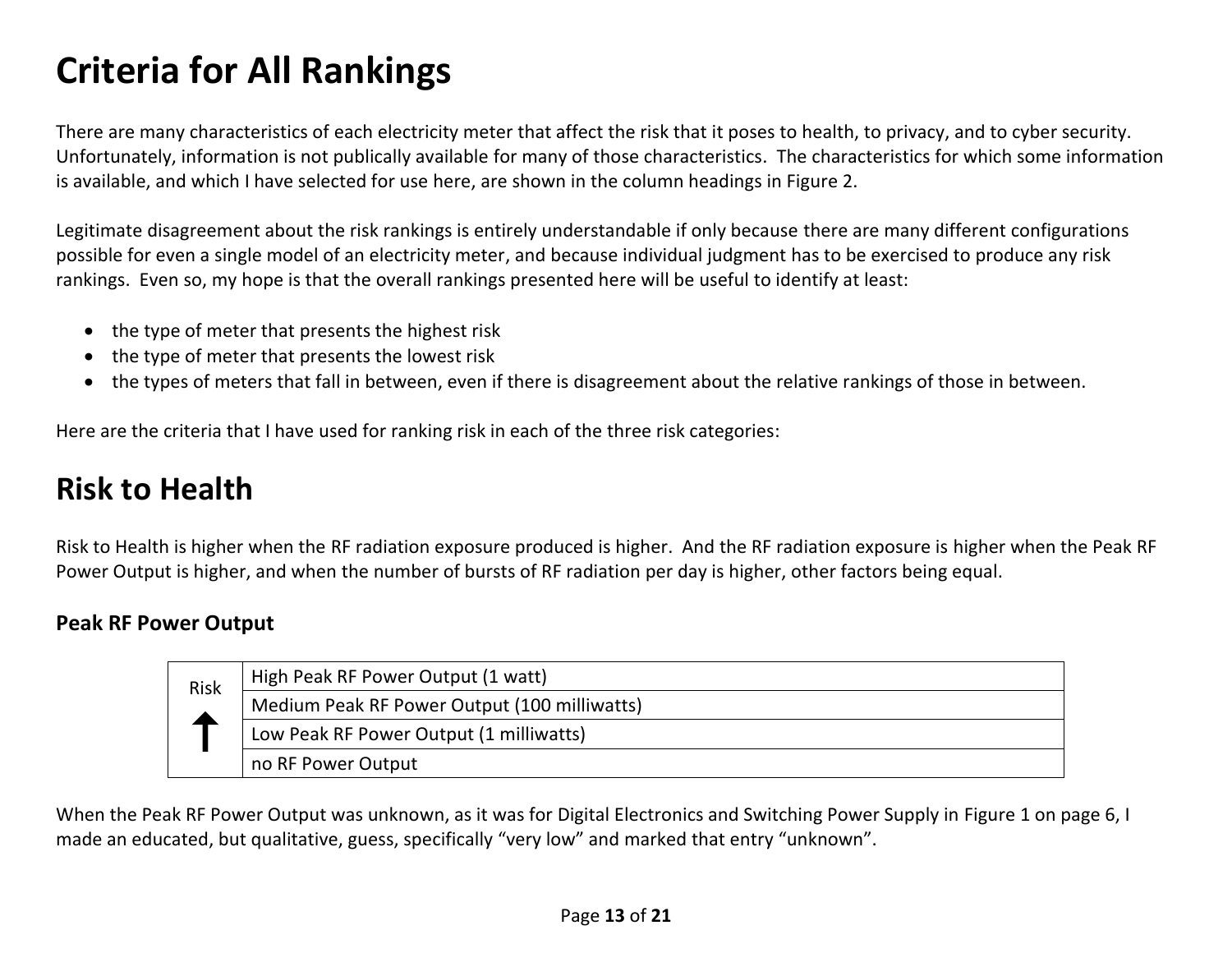# Criteria for All Rankings

There are many characteristics of each electricity meter that affect the risk that it poses to health, to privacy, and to cyber security. Unfortunately, information is not publically available for many of those characteristics. The characteristics for which some information is available, and which I have selected for use here, are shown in the column headings in Figure 2.

Legitimate disagreement about the risk rankings is entirely understandable if only because there are many different configurations possible for even a single model of an electricity meter, and because individual judgment has to be exercised to produce any risk rankings. Even so, my hope is that the overall rankings presented here will be useful to identify at least:

- the type of meter that presents the highest risk
- the type of meter that presents the lowest risk
- the types of meters that fall in between, even if there is disagreement about the relative rankings of those in between.

Here are the criteria that I have used for ranking risk in each of the three risk categories:

# Risk to Health

Risk to Health is higher when the RF radiation exposure produced is higher. And the RF radiation exposure is higher when the Peak RF Power Output is higher, and when the number of bursts of RF radiation per day is higher, other factors being equal.

### Peak RF Power Output

| | |
|---|---|
| Risk ↑ | High Peak RF Power Output (1 watt) |
| | Medium Peak RF Power Output (100 milliwatts) |
| | Low Peak RF Power Output (1 milliwatts) |
| | no RF Power Output |

When the Peak RF Power Output was unknown, as it was for Digital Electronics and Switching Power Supply in Figure 1 on page 6, I made an educated, but qualitative, guess, specifically "very low" and marked that entry "unknown".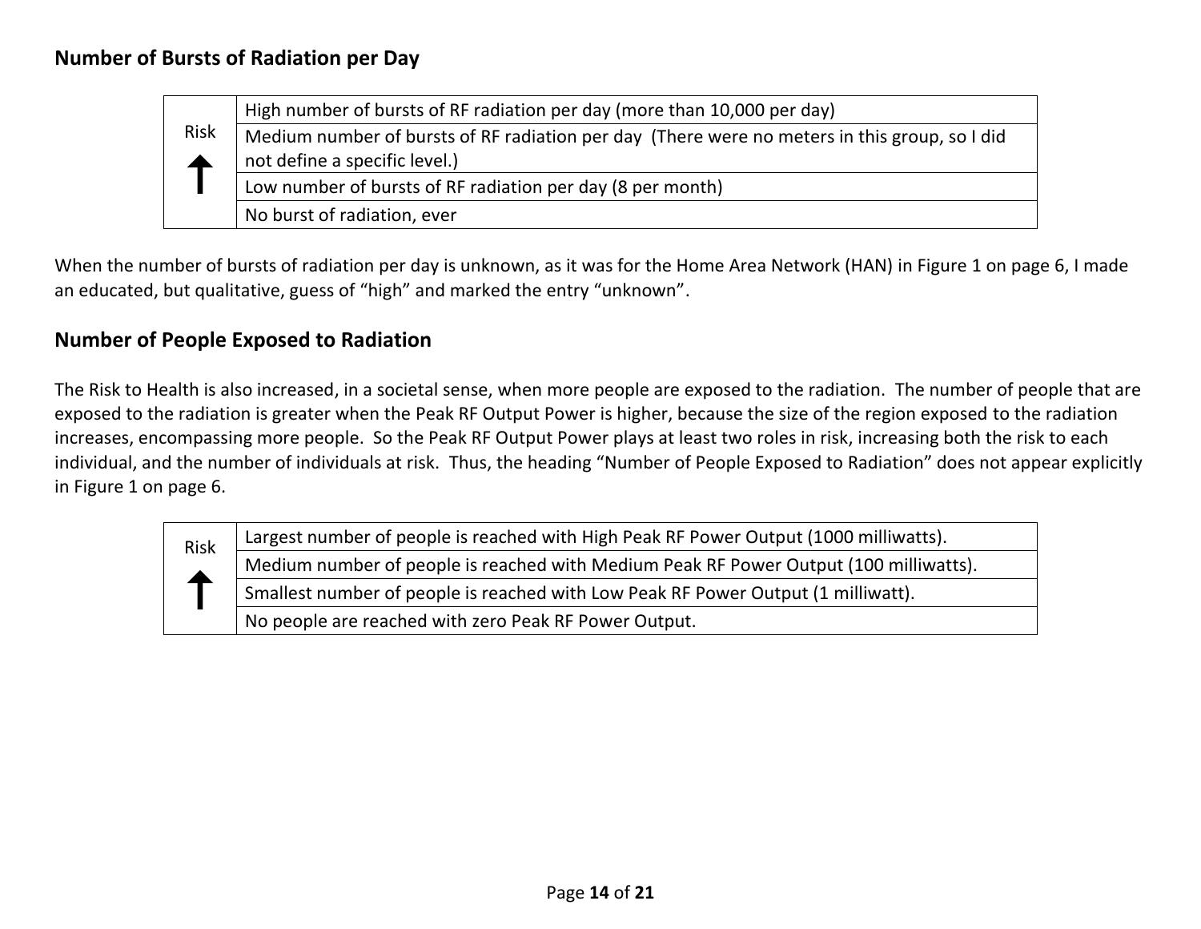## Number of Bursts of Radiation per Day

| | |
|---|---|
| Risk ↑ | High number of bursts of RF radiation per day (more than 10,000 per day) |
| | Medium number of bursts of RF radiation per day (There were no meters in this group, so I did not define a specific level.) |
| | Low number of bursts of RF radiation per day (8 per month) |
| | No burst of radiation, ever |

When the number of bursts of radiation per day is unknown, as it was for the Home Area Network (HAN) in Figure 1 on page 6, I made an educated, but qualitative, guess of "high" and marked the entry "unknown".

## Number of People Exposed to Radiation

The Risk to Health is also increased, in a societal sense, when more people are exposed to the radiation. The number of people that are exposed to the radiation is greater when the Peak RF Output Power is higher, because the size of the region exposed to the radiation increases, encompassing more people. So the Peak RF Output Power plays at least two roles in risk, increasing both the risk to each individual, and the number of individuals at risk. Thus, the heading "Number of People Exposed to Radiation" does not appear explicitly in Figure 1 on page 6.

| | |
|---|---|
| Risk ↑ | Largest number of people is reached with High Peak RF Power Output (1000 milliwatts). |
| | Medium number of people is reached with Medium Peak RF Power Output (100 milliwatts). |
| | Smallest number of people is reached with Low Peak RF Power Output (1 milliwatt). |
| | No people are reached with zero Peak RF Power Output. |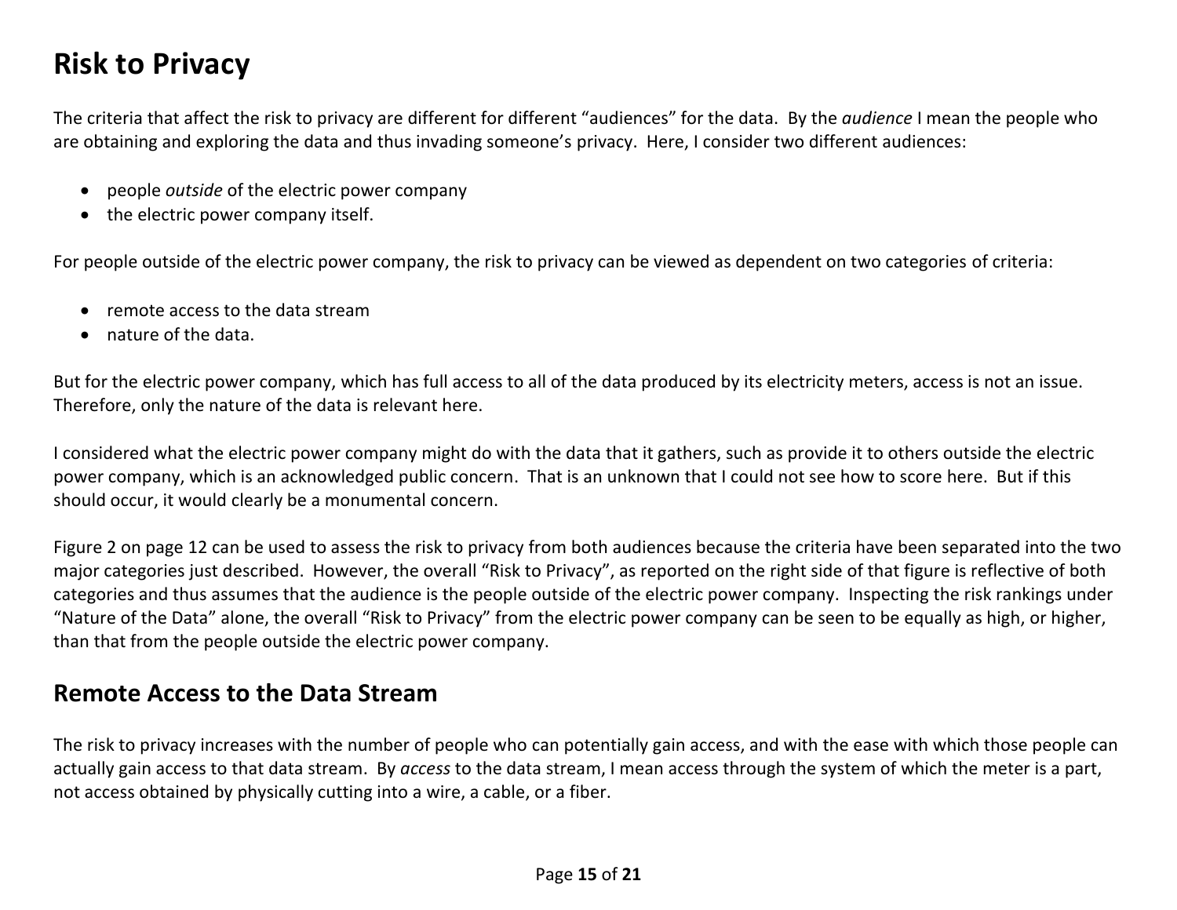# Risk to Privacy

The criteria that affect the risk to privacy are different for different "audiences" for the data. By the *audience* I mean the people who are obtaining and exploring the data and thus invading someone's privacy. Here, I consider two different audiences:

- people *outside* of the electric power company
- the electric power company itself.

For people outside of the electric power company, the risk to privacy can be viewed as dependent on two categories of criteria:

- remote access to the data stream
- nature of the data.

But for the electric power company, which has full access to all of the data produced by its electricity meters, access is not an issue. Therefore, only the nature of the data is relevant here.

I considered what the electric power company might do with the data that it gathers, such as provide it to others outside the electric power company, which is an acknowledged public concern. That is an unknown that I could not see how to score here. But if this should occur, it would clearly be a monumental concern.

Figure 2 on page 12 can be used to assess the risk to privacy from both audiences because the criteria have been separated into the two major categories just described. However, the overall "Risk to Privacy", as reported on the right side of that figure is reflective of both categories and thus assumes that the audience is the people outside of the electric power company. Inspecting the risk rankings under "Nature of the Data" alone, the overall "Risk to Privacy" from the electric power company can be seen to be equally as high, or higher, than that from the people outside the electric power company.

## Remote Access to the Data Stream

The risk to privacy increases with the number of people who can potentially gain access, and with the ease with which those people can actually gain access to that data stream. By *access* to the data stream, I mean access through the system of which the meter is a part, not access obtained by physically cutting into a wire, a cable, or a fiber.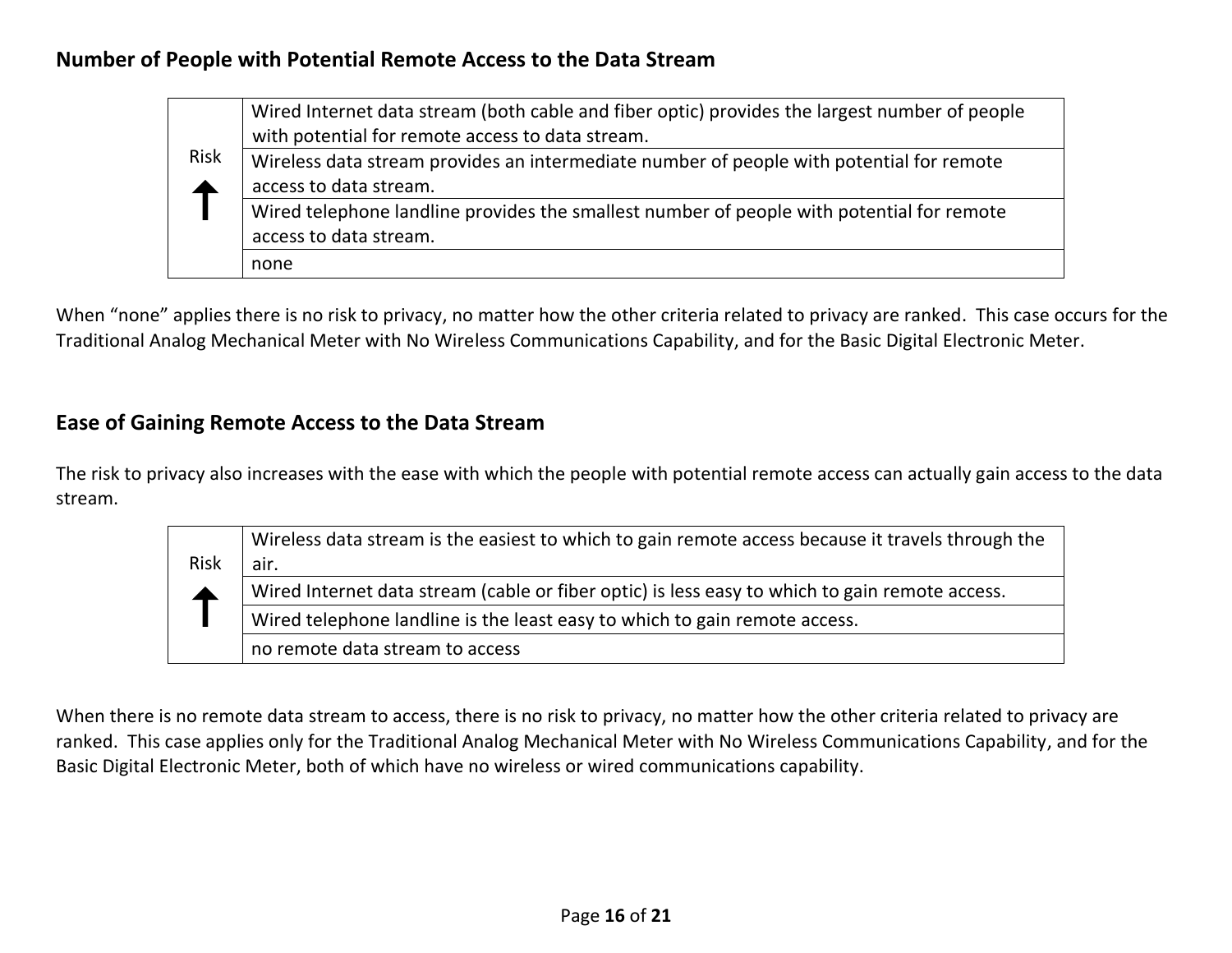## Number of People with Potential Remote Access to the Data Stream

| | |
|---|---|
| Risk ↑ | Wired Internet data stream (both cable and fiber optic) provides the largest number of people with potential for remote access to data stream. |
| | Wireless data stream provides an intermediate number of people with potential for remote access to data stream. |
| | Wired telephone landline provides the smallest number of people with potential for remote access to data stream. |
| | none |

When "none" applies there is no risk to privacy, no matter how the other criteria related to privacy are ranked. This case occurs for the Traditional Analog Mechanical Meter with No Wireless Communications Capability, and for the Basic Digital Electronic Meter.

## Ease of Gaining Remote Access to the Data Stream

The risk to privacy also increases with the ease with which the people with potential remote access can actually gain access to the data stream.

| | |
|---|---|
| Risk ↑ | Wireless data stream is the easiest to which to gain remote access because it travels through the air. |
| | Wired Internet data stream (cable or fiber optic) is less easy to which to gain remote access. |
| | Wired telephone landline is the least easy to which to gain remote access. |
| | no remote data stream to access |

When there is no remote data stream to access, there is no risk to privacy, no matter how the other criteria related to privacy are ranked. This case applies only for the Traditional Analog Mechanical Meter with No Wireless Communications Capability, and for the Basic Digital Electronic Meter, both of which have no wireless or wired communications capability.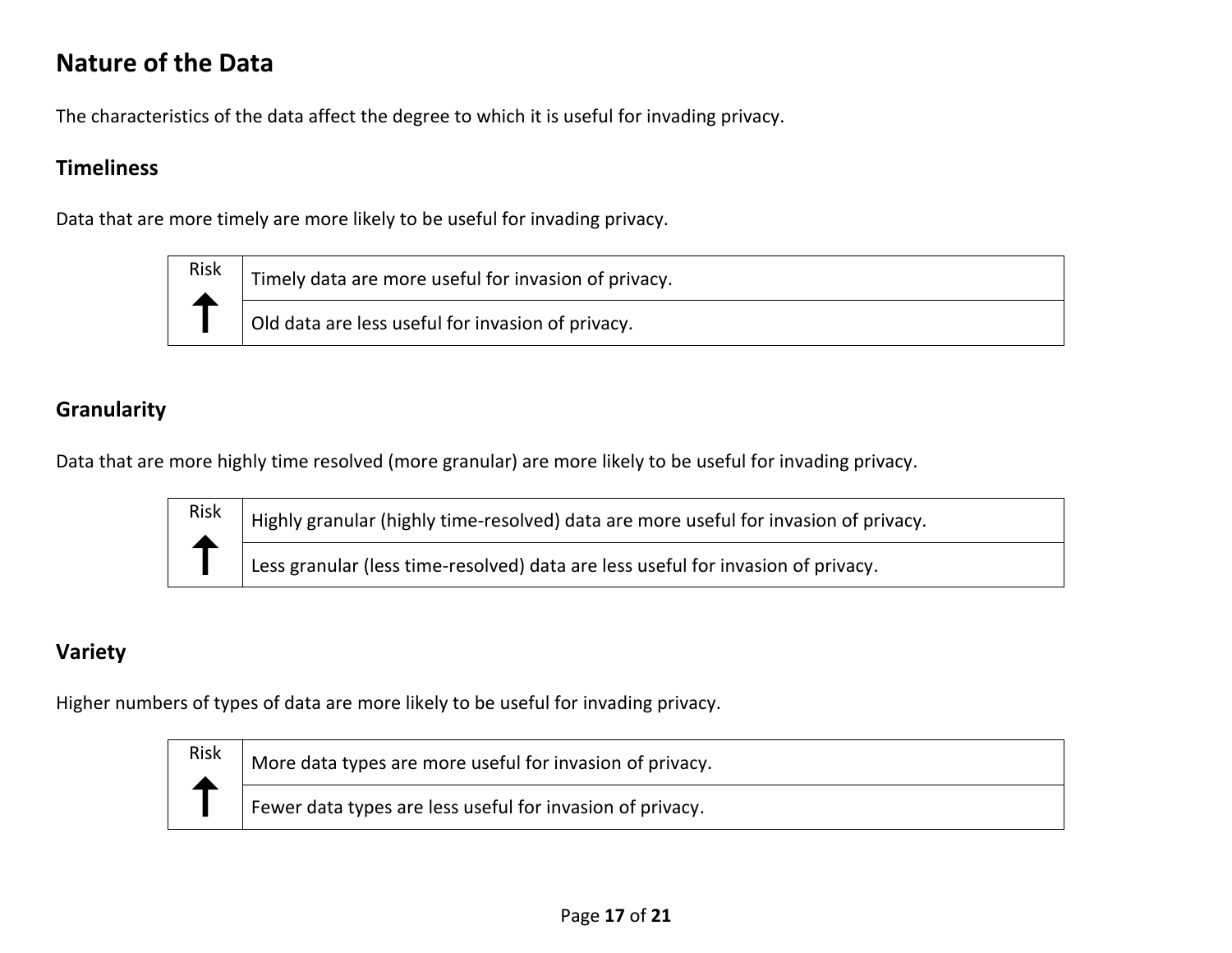## Nature of the Data

The characteristics of the data affect the degree to which it is useful for invading privacy.

### Timeliness

Data that are more timely are more likely to be useful for invading privacy.

| | |
|---|---|
| Risk ↑ | Timely data are more useful for invasion of privacy. |
| | Old data are less useful for invasion of privacy. |

### Granularity

Data that are more highly time resolved (more granular) are more likely to be useful for invading privacy.

| | |
|---|---|
| Risk ↑ | Highly granular (highly time-resolved) data are more useful for invasion of privacy. |
| | Less granular (less time-resolved) data are less useful for invasion of privacy. |

### Variety

Higher numbers of types of data are more likely to be useful for invading privacy.

| | |
|---|---|
| Risk ↑ | More data types are more useful for invasion of privacy. |
| | Fewer data types are less useful for invasion of privacy. |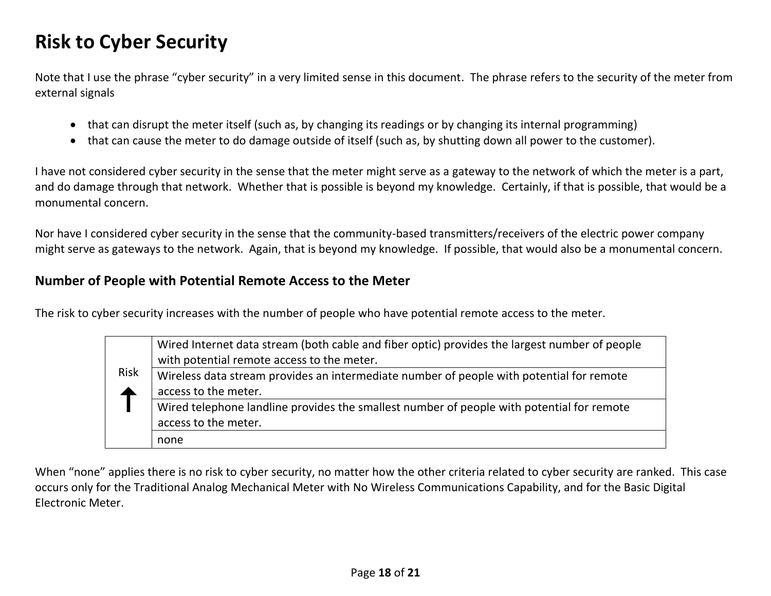# Risk to Cyber Security

Note that I use the phrase "cyber security" in a very limited sense in this document. The phrase refers to the security of the meter from external signals

- that can disrupt the meter itself (such as, by changing its readings or by changing its internal programming)
- that can cause the meter to do damage outside of itself (such as, by shutting down all power to the customer).

I have not considered cyber security in the sense that the meter might serve as a gateway to the network of which the meter is a part, and do damage through that network. Whether that is possible is beyond my knowledge. Certainly, if that is possible, that would be a monumental concern.

Nor have I considered cyber security in the sense that the community-based transmitters/receivers of the electric power company might serve as gateways to the network. Again, that is beyond my knowledge. If possible, that would also be a monumental concern.

## Number of People with Potential Remote Access to the Meter

The risk to cyber security increases with the number of people who have potential remote access to the meter.

| | |
|---|---|
| Risk ↑ | Wired Internet data stream (both cable and fiber optic) provides the largest number of people with potential remote access to the meter. |
| | Wireless data stream provides an intermediate number of people with potential for remote access to the meter. |
| | Wired telephone landline provides the smallest number of people with potential for remote access to the meter. |
| | none |

When "none" applies there is no risk to cyber security, no matter how the other criteria related to cyber security are ranked. This case occurs only for the Traditional Analog Mechanical Meter with No Wireless Communications Capability, and for the Basic Digital Electronic Meter.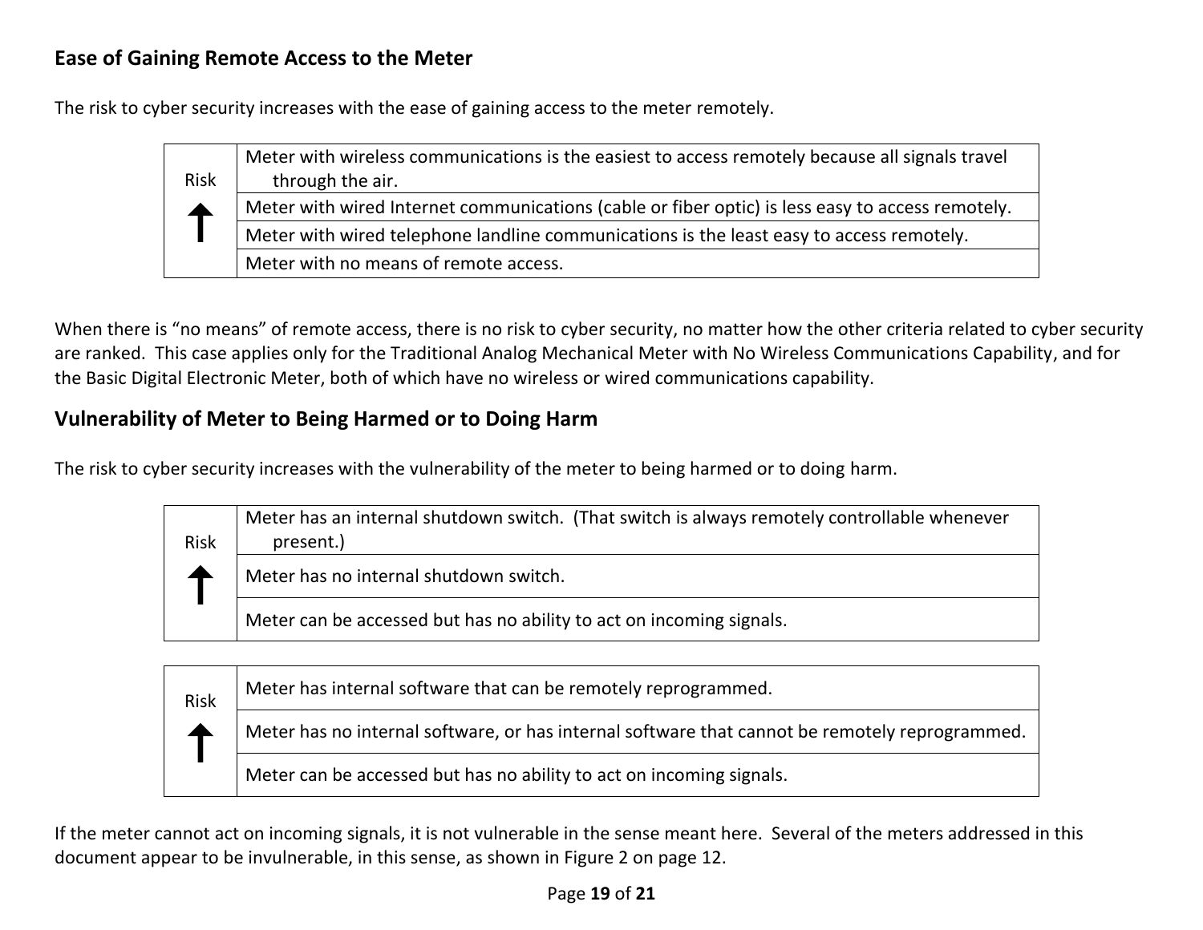## Ease of Gaining Remote Access to the Meter

The risk to cyber security increases with the ease of gaining access to the meter remotely.

| | |
|---|---|
| Risk ↑ | Meter with wireless communications is the easiest to access remotely because all signals travel through the air. |
| | Meter with wired Internet communications (cable or fiber optic) is less easy to access remotely. |
| | Meter with wired telephone landline communications is the least easy to access remotely. |
| | Meter with no means of remote access. |

When there is "no means" of remote access, there is no risk to cyber security, no matter how the other criteria related to cyber security are ranked. This case applies only for the Traditional Analog Mechanical Meter with No Wireless Communications Capability, and for the Basic Digital Electronic Meter, both of which have no wireless or wired communications capability.

## Vulnerability of Meter to Being Harmed or to Doing Harm

The risk to cyber security increases with the vulnerability of the meter to being harmed or to doing harm.

| | |
|---|---|
| Risk ↑ | Meter has an internal shutdown switch. (That switch is always remotely controllable whenever present.) |
| | Meter has no internal shutdown switch. |
| | Meter can be accessed but has no ability to act on incoming signals. |

| | |
|---|---|
| Risk ↑ | Meter has internal software that can be remotely reprogrammed. |
| | Meter has no internal software, or has internal software that cannot be remotely reprogrammed. |
| | Meter can be accessed but has no ability to act on incoming signals. |

If the meter cannot act on incoming signals, it is not vulnerable in the sense meant here. Several of the meters addressed in this document appear to be invulnerable, in this sense, as shown in Figure 2 on page 12.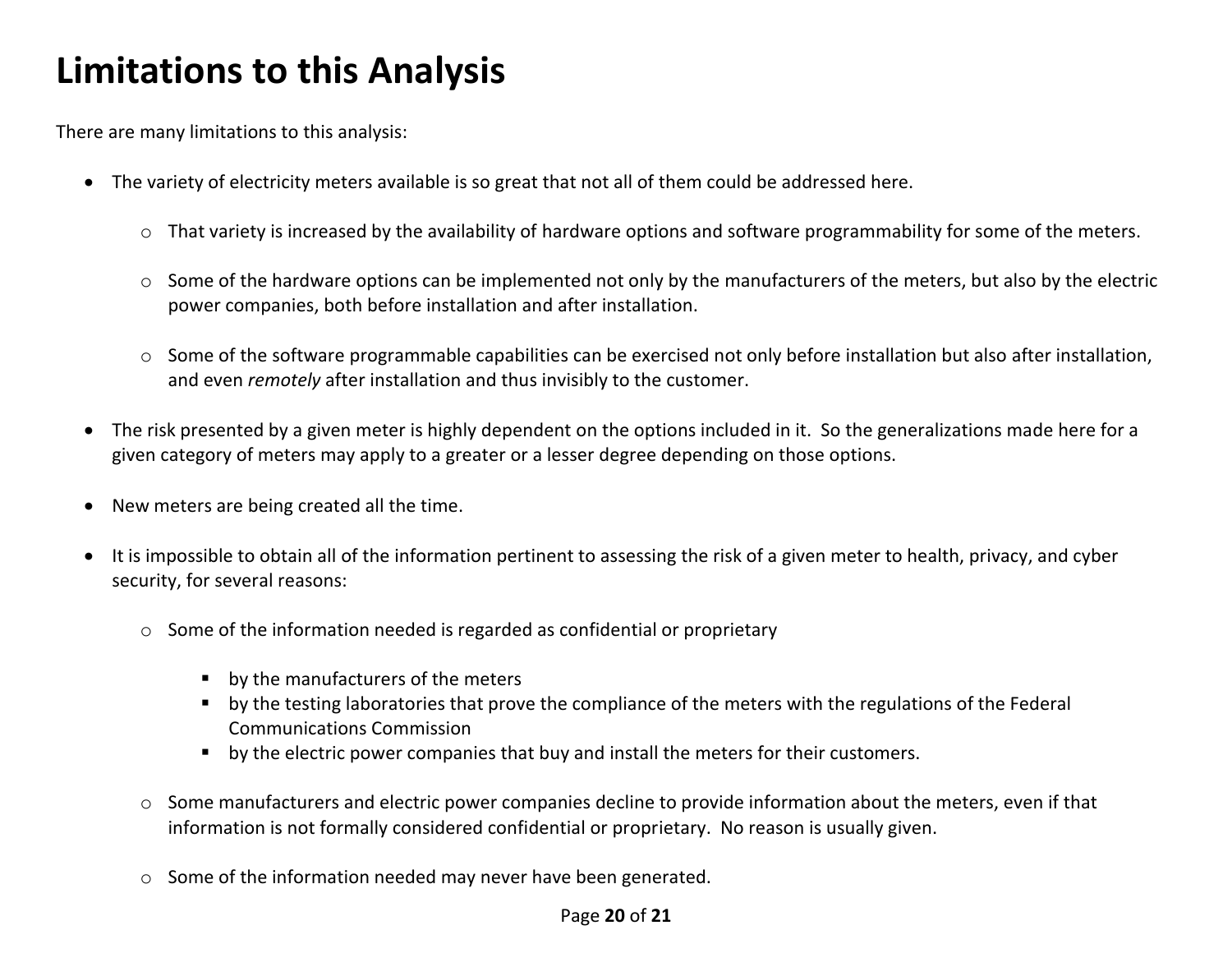# Limitations to this Analysis

There are many limitations to this analysis:

- The variety of electricity meters available is so great that not all of them could be addressed here.
    - That variety is increased by the availability of hardware options and software programmability for some of the meters.
    - Some of the hardware options can be implemented not only by the manufacturers of the meters, but also by the electric power companies, both before installation and after installation.
    - Some of the software programmable capabilities can be exercised not only before installation but also after installation, and even *remotely* after installation and thus invisibly to the customer.
- The risk presented by a given meter is highly dependent on the options included in it. So the generalizations made here for a given category of meters may apply to a greater or a lesser degree depending on those options.
- New meters are being created all the time.
- It is impossible to obtain all of the information pertinent to assessing the risk of a given meter to health, privacy, and cyber security, for several reasons:
    - Some of the information needed is regarded as confidential or proprietary
        - by the manufacturers of the meters
        - by the testing laboratories that prove the compliance of the meters with the regulations of the Federal Communications Commission
        - by the electric power companies that buy and install the meters for their customers.
    - Some manufacturers and electric power companies decline to provide information about the meters, even if that information is not formally considered confidential or proprietary. No reason is usually given.
    - Some of the information needed may never have been generated.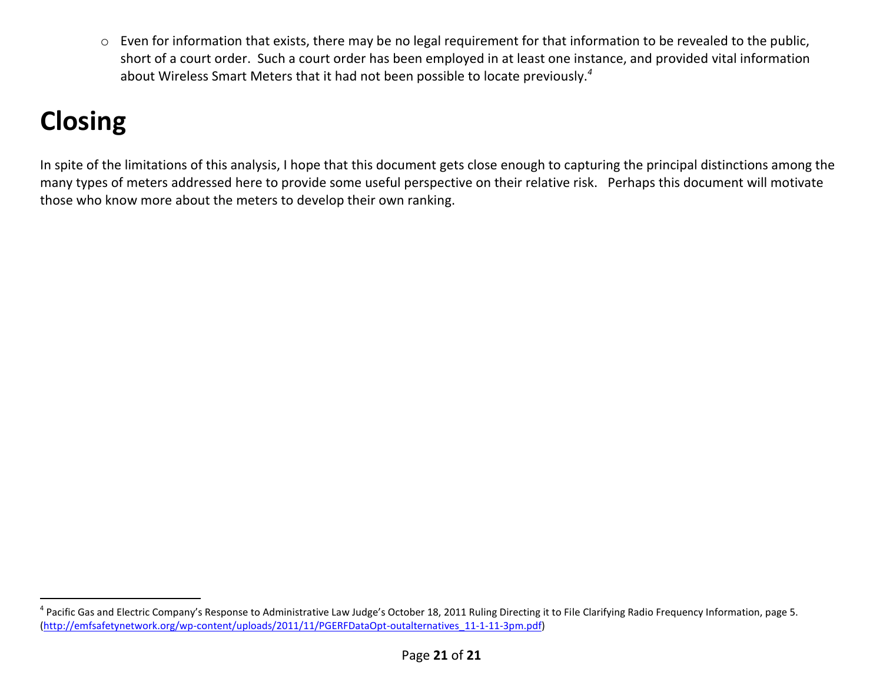- Even for information that exists, there may be no legal requirement for that information to be revealed to the public, short of a court order. Such a court order has been employed in at least one instance, and provided vital information about Wireless Smart Meters that it had not been possible to locate previously.[4]

# Closing

In spite of the limitations of this analysis, I hope that this document gets close enough to capturing the principal distinctions among the many types of meters addressed here to provide some useful perspective on their relative risk. Perhaps this document will motivate those who know more about the meters to develop their own ranking.

---

[4] Pacific Gas and Electric Company's Response to Administrative Law Judge's October 18, 2011 Ruling Directing it to File Clarifying Radio Frequency Information, page 5. (http://emfsafetynetwork.org/wp-content/uploads/2011/11/PGERFDataOpt-outalternatives_11-1-11-3pm.pdf)